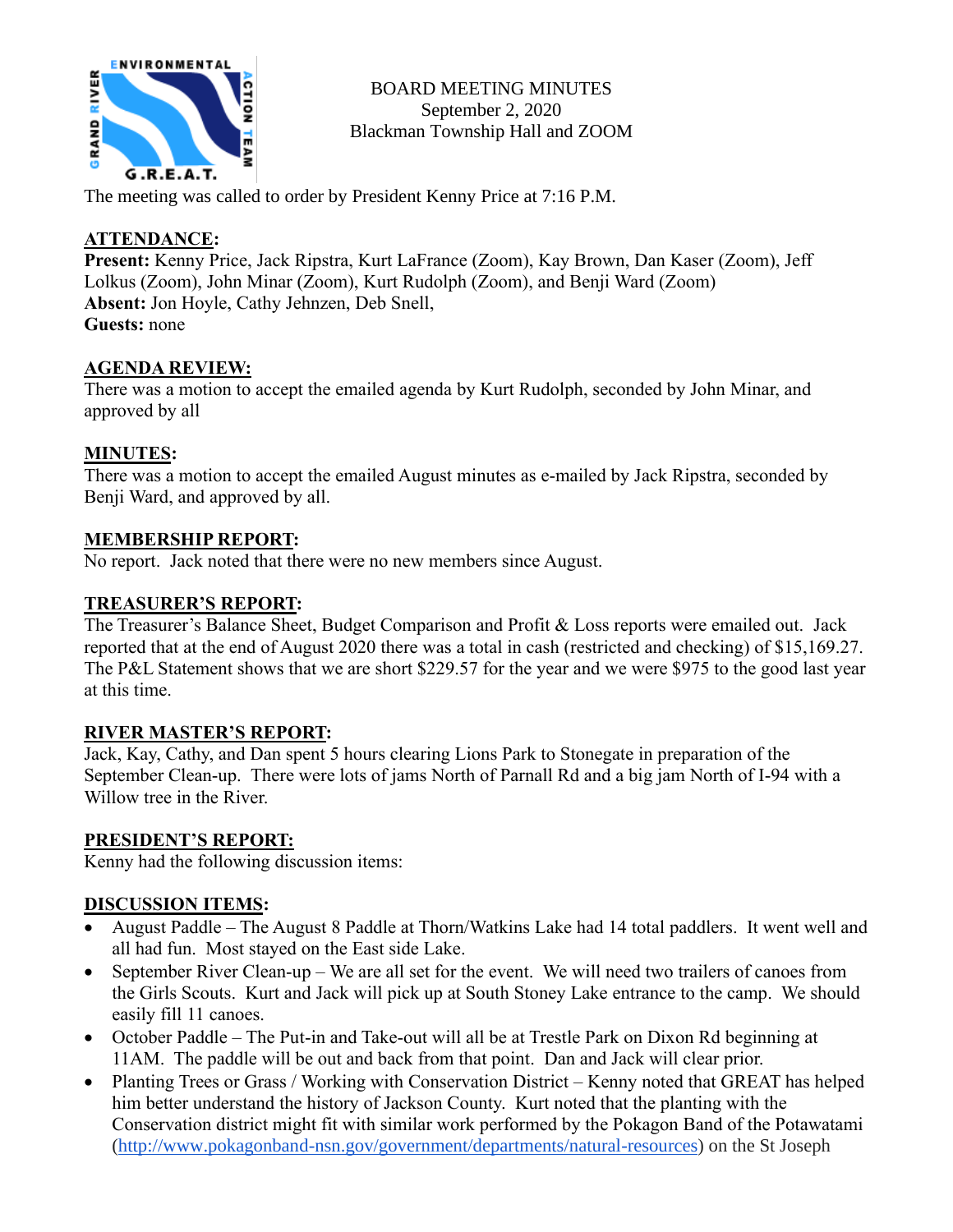ENVIRONMENTAL ACTION TEAM
GRAND RIVER
G.R.E.A.T.

# BOARD MEETING MINUTES
September 2, 2020
Blackman Township Hall and ZOOM

The meeting was called to order by President Kenny Price at 7:16 P.M.

## ATTENDANCE:

**Present:** Kenny Price, Jack Ripstra, Kurt LaFrance (Zoom), Kay Brown, Dan Kaser (Zoom), Jeff Lolkus (Zoom), John Minar (Zoom), Kurt Rudolph (Zoom), and Benji Ward (Zoom)
**Absent:** Jon Hoyle, Cathy Jehnzen, Deb Snell,
**Guests:** none

## AGENDA REVIEW:

There was a motion to accept the emailed agenda by Kurt Rudolph, seconded by John Minar, and approved by all

## MINUTES:

There was a motion to accept the emailed August minutes as e-mailed by Jack Ripstra, seconded by Benji Ward, and approved by all.

## MEMBERSHIP REPORT:

No report. Jack noted that there were no new members since August.

## TREASURER'S REPORT:

The Treasurer's Balance Sheet, Budget Comparison and Profit & Loss reports were emailed out. Jack reported that at the end of August 2020 there was a total in cash (restricted and checking) of $15,169.27. The P&L Statement shows that we are short $229.57 for the year and we were $975 to the good last year at this time.

## RIVER MASTER'S REPORT:

Jack, Kay, Cathy, and Dan spent 5 hours clearing Lions Park to Stonegate in preparation of the September Clean-up. There were lots of jams North of Parnall Rd and a big jam North of I-94 with a Willow tree in the River.

## PRESIDENT'S REPORT:

Kenny had the following discussion items:

## DISCUSSION ITEMS:

- August Paddle – The August 8 Paddle at Thorn/Watkins Lake had 14 total paddlers. It went well and all had fun. Most stayed on the East side Lake.
- September River Clean-up – We are all set for the event. We will need two trailers of canoes from the Girls Scouts. Kurt and Jack will pick up at South Stoney Lake entrance to the camp. We should easily fill 11 canoes.
- October Paddle – The Put-in and Take-out will all be at Trestle Park on Dixon Rd beginning at 11AM. The paddle will be out and back from that point. Dan and Jack will clear prior.
- Planting Trees or Grass / Working with Conservation District – Kenny noted that GREAT has helped him better understand the history of Jackson County. Kurt noted that the planting with the Conservation district might fit with similar work performed by the Pokagon Band of the Potawatami (http://www.pokagonband-nsn.gov/government/departments/natural-resources) on the St Joseph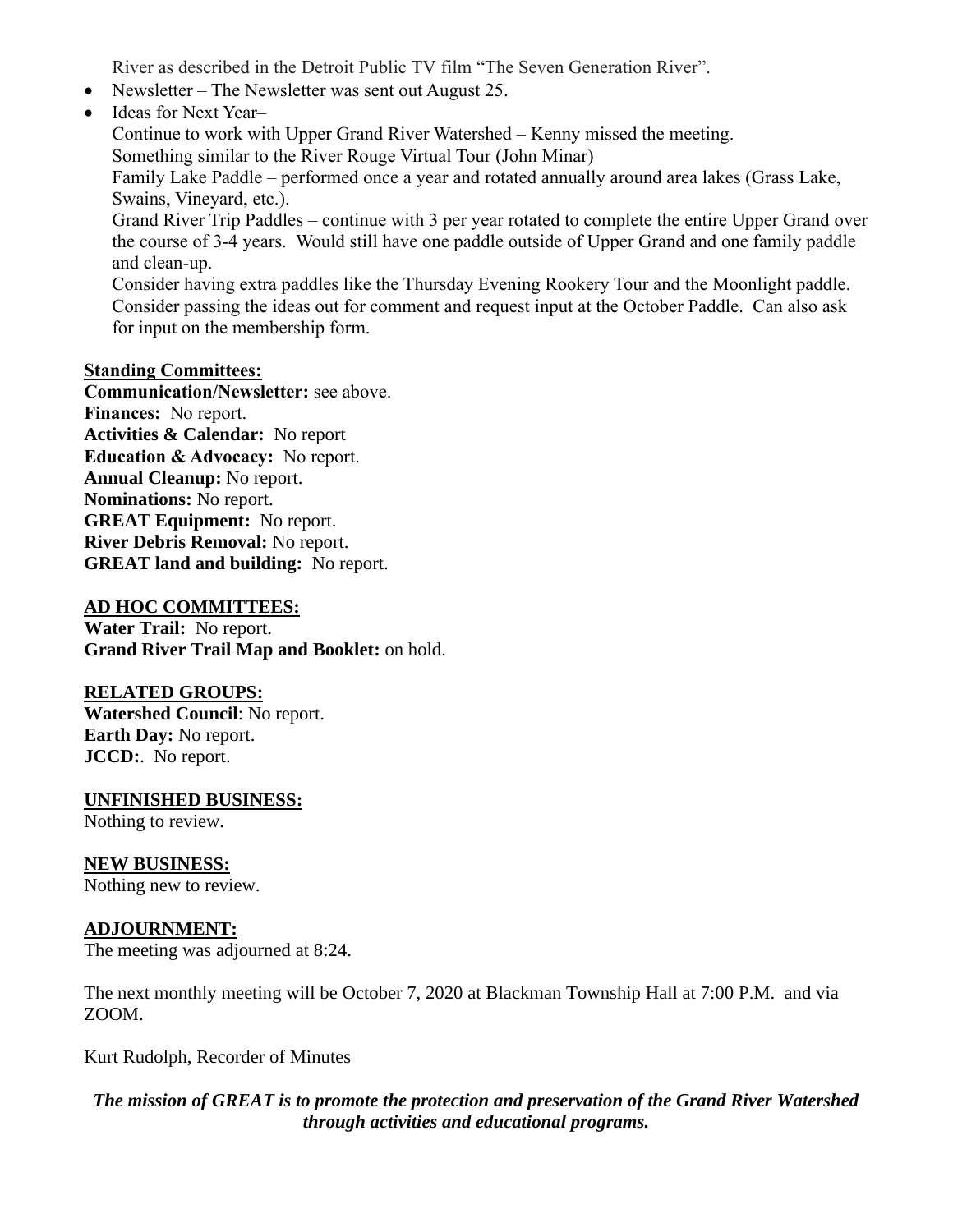River as described in the Detroit Public TV film "The Seven Generation River".

- Newsletter – The Newsletter was sent out August 25.
- Ideas for Next Year–
  Continue to work with Upper Grand River Watershed – Kenny missed the meeting.
  Something similar to the River Rouge Virtual Tour (John Minar)
  Family Lake Paddle – performed once a year and rotated annually around area lakes (Grass Lake, Swains, Vineyard, etc.).
  Grand River Trip Paddles – continue with 3 per year rotated to complete the entire Upper Grand over the course of 3-4 years. Would still have one paddle outside of Upper Grand and one family paddle and clean-up.
  Consider having extra paddles like the Thursday Evening Rookery Tour and the Moonlight paddle.
  Consider passing the ideas out for comment and request input at the October Paddle. Can also ask for input on the membership form.

**Standing Committees:**

**Communication/Newsletter:** see above.
**Finances:** No report.
**Activities & Calendar:** No report
**Education & Advocacy:** No report.
**Annual Cleanup:** No report.
**Nominations:** No report.
**GREAT Equipment:** No report.
**River Debris Removal:** No report.
**GREAT land and building:** No report.

**AD HOC COMMITTEES:**

**Water Trail:** No report.
**Grand River Trail Map and Booklet:** on hold.

**RELATED GROUPS:**

**Watershed Council**: No report.
**Earth Day:** No report.
**JCCD:**. No report.

**UNFINISHED BUSINESS:**

Nothing to review.

**NEW BUSINESS:**

Nothing new to review.

**ADJOURNMENT:**

The meeting was adjourned at 8:24.

The next monthly meeting will be October 7, 2020 at Blackman Township Hall at 7:00 P.M. and via ZOOM.

Kurt Rudolph, Recorder of Minutes

***The mission of GREAT is to promote the protection and preservation of the Grand River Watershed through activities and educational programs.***